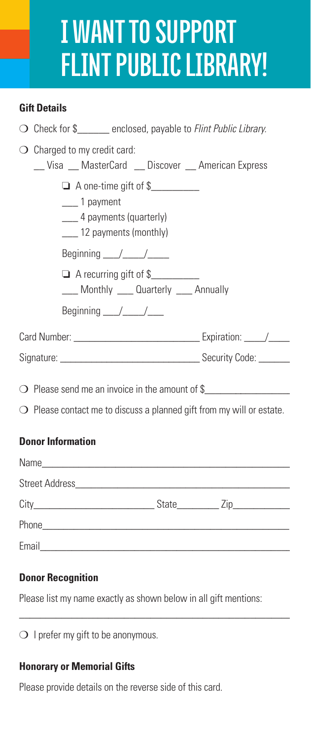# I WANT TO SUPPORT FLINT PUBLIC LIBRARY!

**Gift Details**

❍ Check for $_______ enclosed, payable to *Flint Public Library.*

❍ Charged to my credit card:

__ Visa __ MasterCard __ Discover __ American Express

❑ A one-time gift of $__________

___ 1 payment

___ 4 payments (quarterly)

___ 12 payments (monthly)

Beginning ___/____/____

❑ A recurring gift of $__________

___ Monthly ___ Quarterly ___ Annually

Beginning ___/____/___

Card Number: __________________________ Expiration: ____/____

Signature: _____________________________ Security Code: ______

❍ Please send me an invoice in the amount of $_________________

❍ Please contact me to discuss a planned gift from my will or estate.

**Donor Information**

Name_______________________________________________

Street Address_______________________________________

City_________________________ State_________ Zip___________

Phone______________________________________________

Email______________________________________________

**Donor Recognition**

Please list my name exactly as shown below in all gift mentions:

_______________________________________________________

❍ I prefer my gift to be anonymous.

**Honorary or Memorial Gifts**

Please provide details on the reverse side of this card.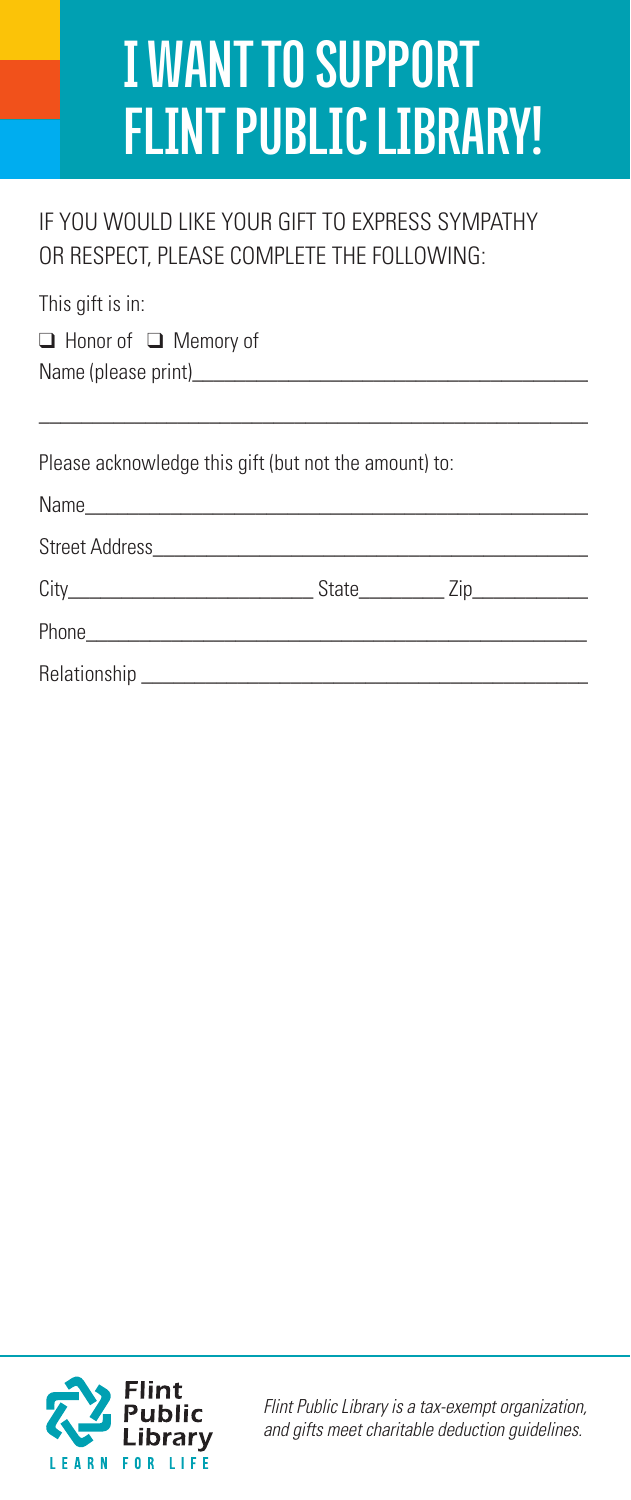# I WANT TO SUPPORT FLINT PUBLIC LIBRARY!

IF YOU WOULD LIKE YOUR GIFT TO EXPRESS SYMPATHY OR RESPECT, PLEASE COMPLETE THE FOLLOWING:

This gift is in:

❑ Honor of ❑ Memory of

Name (please print)\_\_\_\_\_\_\_\_\_\_\_\_\_\_\_\_\_\_\_\_\_\_\_\_\_\_\_\_\_\_\_\_\_\_\_\_\_\_\_\_

\_\_\_\_\_\_\_\_\_\_\_\_\_\_\_\_\_\_\_\_\_\_\_\_\_\_\_\_\_\_\_\_\_\_\_\_\_\_\_\_\_\_\_\_\_\_\_\_\_\_\_\_\_\_\_\_\_\_

Please acknowledge this gift (but not the amount) to:

Name\_\_\_\_\_\_\_\_\_\_\_\_\_\_\_\_\_\_\_\_\_\_\_\_\_\_\_\_\_\_\_\_\_\_\_\_\_\_\_\_\_\_\_\_\_\_\_\_\_\_

Street Address\_\_\_\_\_\_\_\_\_\_\_\_\_\_\_\_\_\_\_\_\_\_\_\_\_\_\_\_\_\_\_\_\_\_\_\_\_\_\_\_\_\_\_

City\_\_\_\_\_\_\_\_\_\_\_\_\_\_\_\_\_\_\_\_\_\_\_\_\_\_ State\_\_\_\_\_\_\_\_\_ Zip\_\_\_\_\_\_\_\_\_\_\_\_

Phone\_\_\_\_\_\_\_\_\_\_\_\_\_\_\_\_\_\_\_\_\_\_\_\_\_\_\_\_\_\_\_\_\_\_\_\_\_\_\_\_\_\_\_\_\_\_\_\_\_\_

Relationship \_\_\_\_\_\_\_\_\_\_\_\_\_\_\_\_\_\_\_\_\_\_\_\_\_\_\_\_\_\_\_\_\_\_\_\_\_\_\_\_\_\_\_\_\_\_

Flint Public Library

LEARN FOR LIFE

*Flint Public Library is a tax-exempt organization, and gifts meet charitable deduction guidelines.*